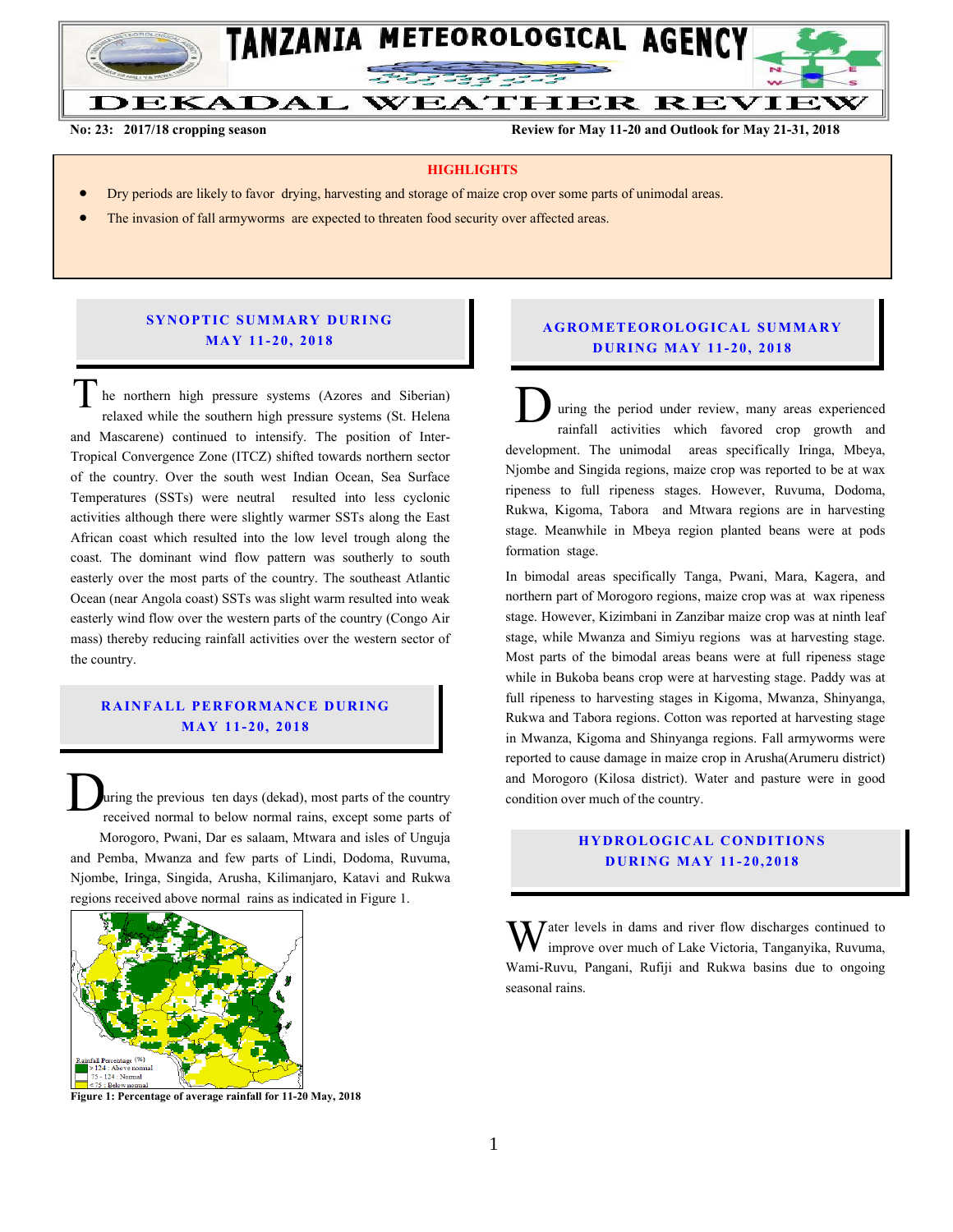# TANZANIA METEOROLOGICAL AGENCY

## DEKADAL WEATHER REVIEW

**No: 23: 2017/18 cropping season** **Review for May 11-20 and Outlook for May 21-31, 2018**

### HIGHLIGHTS

- Dry periods are likely to favor drying, harvesting and storage of maize crop over some parts of unimodal areas.
- The invasion of fall armyworms are expected to threaten food security over affected areas.

## SYNOPTIC SUMMARY DURING MAY 11-20, 2018

The northern high pressure systems (Azores and Siberian) relaxed while the southern high pressure systems (St. Helena and Mascarene) continued to intensify. The position of Inter-Tropical Convergence Zone (ITCZ) shifted towards northern sector of the country. Over the south west Indian Ocean, Sea Surface Temperatures (SSTs) were neutral resulted into less cyclonic activities although there were slightly warmer SSTs along the East African coast which resulted into the low level trough along the coast. The dominant wind flow pattern was southerly to south easterly over the most parts of the country. The southeast Atlantic Ocean (near Angola coast) SSTs was slight warm resulted into weak easterly wind flow over the western parts of the country (Congo Air mass) thereby reducing rainfall activities over the western sector of the country.

## RAINFALL PERFORMANCE DURING MAY 11-20, 2018

During the previous ten days (dekad), most parts of the country received normal to below normal rains, except some parts of Morogoro, Pwani, Dar es salaam, Mtwara and isles of Unguja and Pemba, Mwanza and few parts of Lindi, Dodoma, Ruvuma, Njombe, Iringa, Singida, Arusha, Kilimanjaro, Katavi and Rukwa regions received above normal rains as indicated in Figure 1.

Rainfall Percentage (%)
- > 124 : Above normal
- 75 - 124 : Normal
- < 75 : Below normal

**Figure 1: Percentage of average rainfall for 11-20 May, 2018**

## AGROMETEOROLOGICAL SUMMARY DURING MAY 11-20, 2018

During the period under review, many areas experienced rainfall activities which favored crop growth and development. The unimodal areas specifically Iringa, Mbeya, Njombe and Singida regions, maize crop was reported to be at wax ripeness to full ripeness stages. However, Ruvuma, Dodoma, Rukwa, Kigoma, Tabora and Mtwara regions are in harvesting stage. Meanwhile in Mbeya region planted beans were at pods formation stage.

In bimodal areas specifically Tanga, Pwani, Mara, Kagera, and northern part of Morogoro regions, maize crop was at wax ripeness stage. However, Kizimbani in Zanzibar maize crop was at ninth leaf stage, while Mwanza and Simiyu regions was at harvesting stage. Most parts of the bimodal areas beans were at full ripeness stage while in Bukoba beans crop were at harvesting stage. Paddy was at full ripeness to harvesting stages in Kigoma, Mwanza, Shinyanga, Rukwa and Tabora regions. Cotton was reported at harvesting stage in Mwanza, Kigoma and Shinyanga regions. Fall armyworms were reported to cause damage in maize crop in Arusha(Arumeru district) and Morogoro (Kilosa district). Water and pasture were in good condition over much of the country.

## HYDROLOGICAL CONDITIONS DURING MAY 11-20,2018

Water levels in dams and river flow discharges continued to improve over much of Lake Victoria, Tanganyika, Ruvuma, Wami-Ruvu, Pangani, Rufiji and Rukwa basins due to ongoing seasonal rains.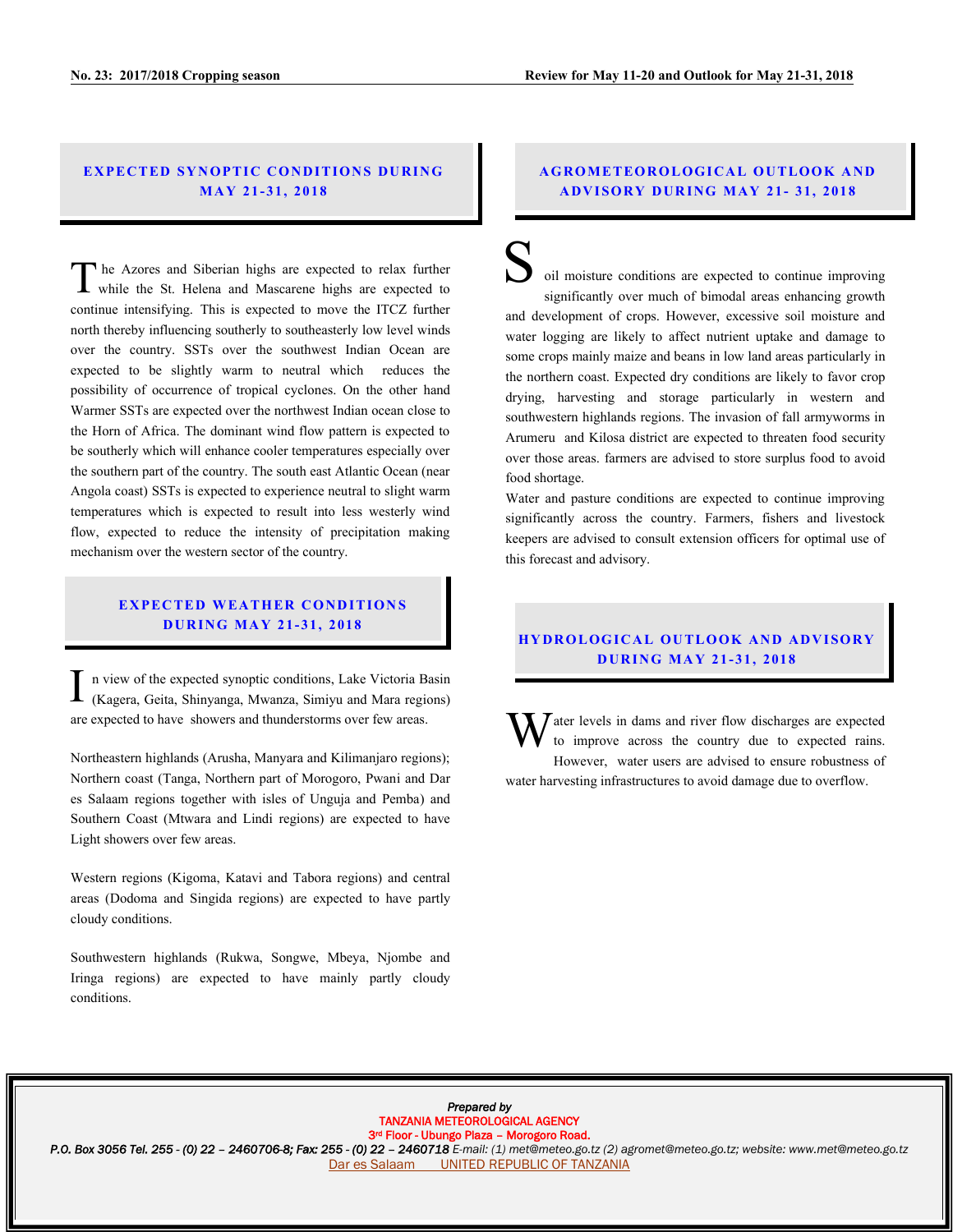## EXPECTED SYNOPTIC CONDITIONS DURING MAY 21-31, 2018

The Azores and Siberian highs are expected to relax further while the St. Helena and Mascarene highs are expected to continue intensifying. This is expected to move the ITCZ further north thereby influencing southerly to southeasterly low level winds over the country. SSTs over the southwest Indian Ocean are expected to be slightly warm to neutral which reduces the possibility of occurrence of tropical cyclones. On the other hand Warmer SSTs are expected over the northwest Indian ocean close to the Horn of Africa. The dominant wind flow pattern is expected to be southerly which will enhance cooler temperatures especially over the southern part of the country. The south east Atlantic Ocean (near Angola coast) SSTs is expected to experience neutral to slight warm temperatures which is expected to result into less westerly wind flow, expected to reduce the intensity of precipitation making mechanism over the western sector of the country.

## EXPECTED WEATHER CONDITIONS DURING MAY 21-31, 2018

In view of the expected synoptic conditions, Lake Victoria Basin (Kagera, Geita, Shinyanga, Mwanza, Simiyu and Mara regions) are expected to have showers and thunderstorms over few areas.

Northeastern highlands (Arusha, Manyara and Kilimanjaro regions); Northern coast (Tanga, Northern part of Morogoro, Pwani and Dar es Salaam regions together with isles of Unguja and Pemba) and Southern Coast (Mtwara and Lindi regions) are expected to have Light showers over few areas.

Western regions (Kigoma, Katavi and Tabora regions) and central areas (Dodoma and Singida regions) are expected to have partly cloudy conditions.

Southwestern highlands (Rukwa, Songwe, Mbeya, Njombe and Iringa regions) are expected to have mainly partly cloudy conditions.

## AGROMETEOROLOGICAL OUTLOOK AND ADVISORY DURING MAY 21- 31, 2018

Soil moisture conditions are expected to continue improving significantly over much of bimodal areas enhancing growth and development of crops. However, excessive soil moisture and water logging are likely to affect nutrient uptake and damage to some crops mainly maize and beans in low land areas particularly in the northern coast. Expected dry conditions are likely to favor crop drying, harvesting and storage particularly in western and southwestern highlands regions. The invasion of fall armyworms in Arumeru and Kilosa district are expected to threaten food security over those areas. farmers are advised to store surplus food to avoid food shortage.

Water and pasture conditions are expected to continue improving significantly across the country. Farmers, fishers and livestock keepers are advised to consult extension officers for optimal use of this forecast and advisory.

## HYDROLOGICAL OUTLOOK AND ADVISORY DURING MAY 21-31, 2018

Water levels in dams and river flow discharges are expected to improve across the country due to expected rains. However, water users are advised to ensure robustness of water harvesting infrastructures to avoid damage due to overflow.

*Prepared by*

TANZANIA METEOROLOGICAL AGENCY

3rd Floor - Ubungo Plaza – Morogoro Road.

*P.O. Box 3056 Tel. 255 - (0) 22 – 2460706-8; Fax: 255 - (0) 22 – 2460718 E-mail: (1) met@meteo.go.tz (2) agromet@meteo.go.tz; website: www.met@meteo.go.tz*

Dar es Salaam UNITED REPUBLIC OF TANZANIA